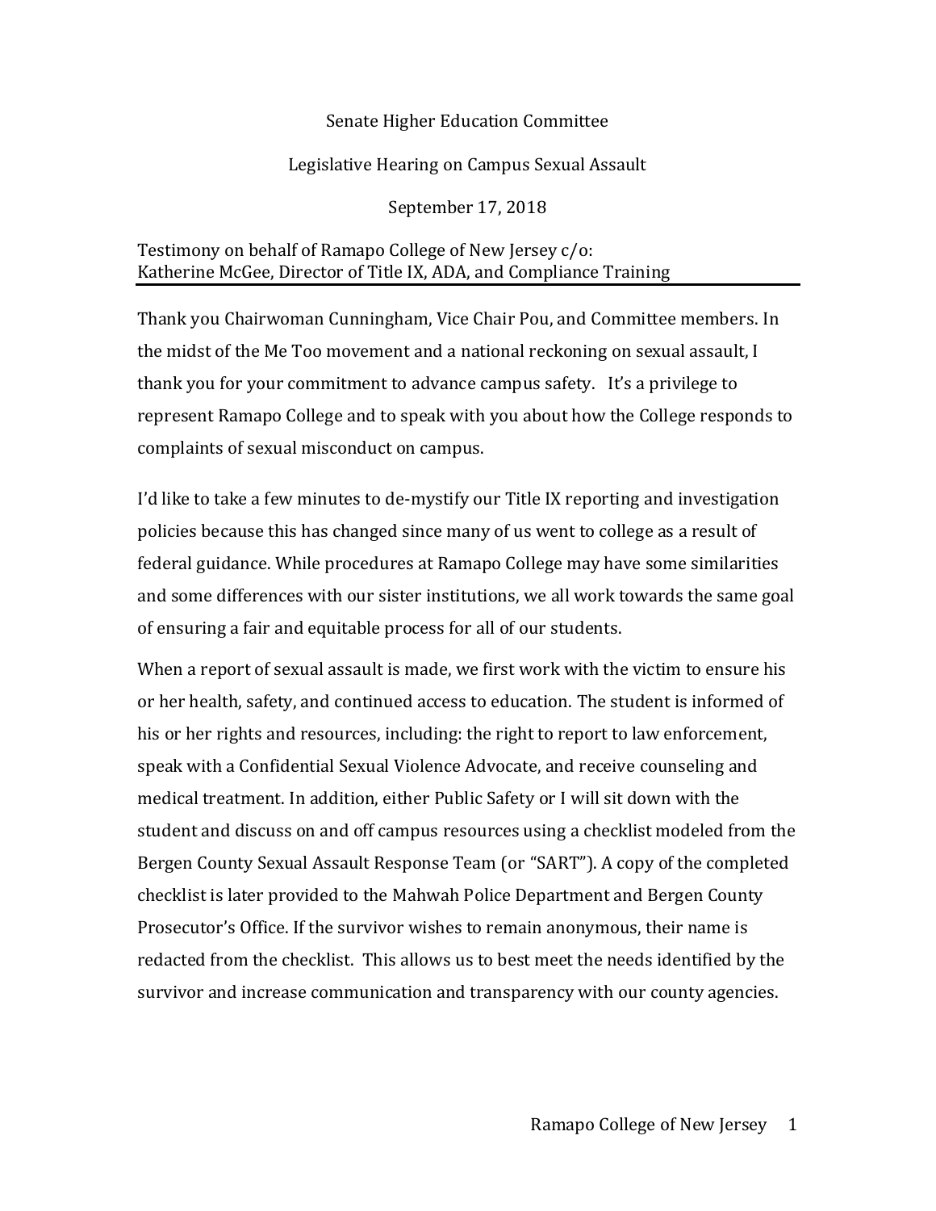Senate Higher Education Committee

Legislative Hearing on Campus Sexual Assault

September 17, 2018

Testimony on behalf of Ramapo College of New Jersey c/o:
Katherine McGee, Director of Title IX, ADA, and Compliance Training

Thank you Chairwoman Cunningham, Vice Chair Pou, and Committee members. In the midst of the Me Too movement and a national reckoning on sexual assault, I thank you for your commitment to advance campus safety. It's a privilege to represent Ramapo College and to speak with you about how the College responds to complaints of sexual misconduct on campus.

I'd like to take a few minutes to de-mystify our Title IX reporting and investigation policies because this has changed since many of us went to college as a result of federal guidance. While procedures at Ramapo College may have some similarities and some differences with our sister institutions, we all work towards the same goal of ensuring a fair and equitable process for all of our students.

When a report of sexual assault is made, we first work with the victim to ensure his or her health, safety, and continued access to education. The student is informed of his or her rights and resources, including: the right to report to law enforcement, speak with a Confidential Sexual Violence Advocate, and receive counseling and medical treatment. In addition, either Public Safety or I will sit down with the student and discuss on and off campus resources using a checklist modeled from the Bergen County Sexual Assault Response Team (or "SART"). A copy of the completed checklist is later provided to the Mahwah Police Department and Bergen County Prosecutor's Office. If the survivor wishes to remain anonymous, their name is redacted from the checklist. This allows us to best meet the needs identified by the survivor and increase communication and transparency with our county agencies.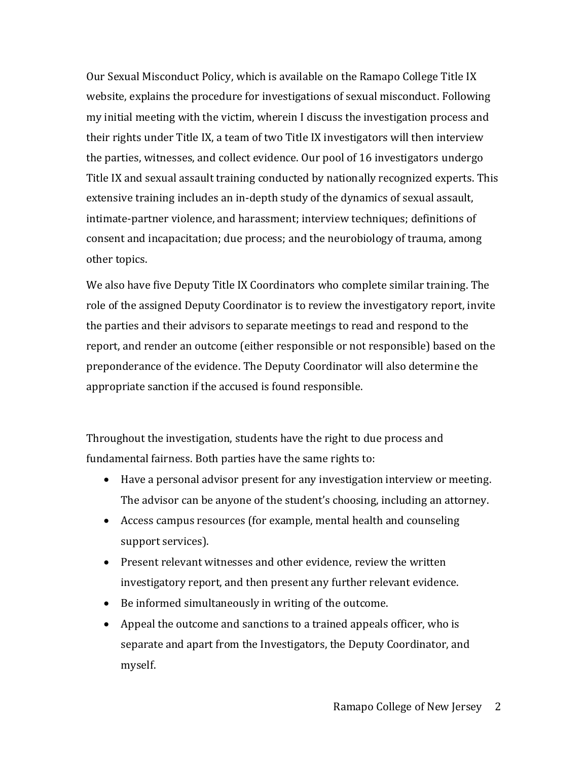Our Sexual Misconduct Policy, which is available on the Ramapo College Title IX website, explains the procedure for investigations of sexual misconduct. Following my initial meeting with the victim, wherein I discuss the investigation process and their rights under Title IX, a team of two Title IX investigators will then interview the parties, witnesses, and collect evidence. Our pool of 16 investigators undergo Title IX and sexual assault training conducted by nationally recognized experts. This extensive training includes an in-depth study of the dynamics of sexual assault, intimate-partner violence, and harassment; interview techniques; definitions of consent and incapacitation; due process; and the neurobiology of trauma, among other topics.

We also have five Deputy Title IX Coordinators who complete similar training. The role of the assigned Deputy Coordinator is to review the investigatory report, invite the parties and their advisors to separate meetings to read and respond to the report, and render an outcome (either responsible or not responsible) based on the preponderance of the evidence. The Deputy Coordinator will also determine the appropriate sanction if the accused is found responsible.

Throughout the investigation, students have the right to due process and fundamental fairness. Both parties have the same rights to:

- Have a personal advisor present for any investigation interview or meeting. The advisor can be anyone of the student's choosing, including an attorney.
- Access campus resources (for example, mental health and counseling support services).
- Present relevant witnesses and other evidence, review the written investigatory report, and then present any further relevant evidence.
- Be informed simultaneously in writing of the outcome.
- Appeal the outcome and sanctions to a trained appeals officer, who is separate and apart from the Investigators, the Deputy Coordinator, and myself.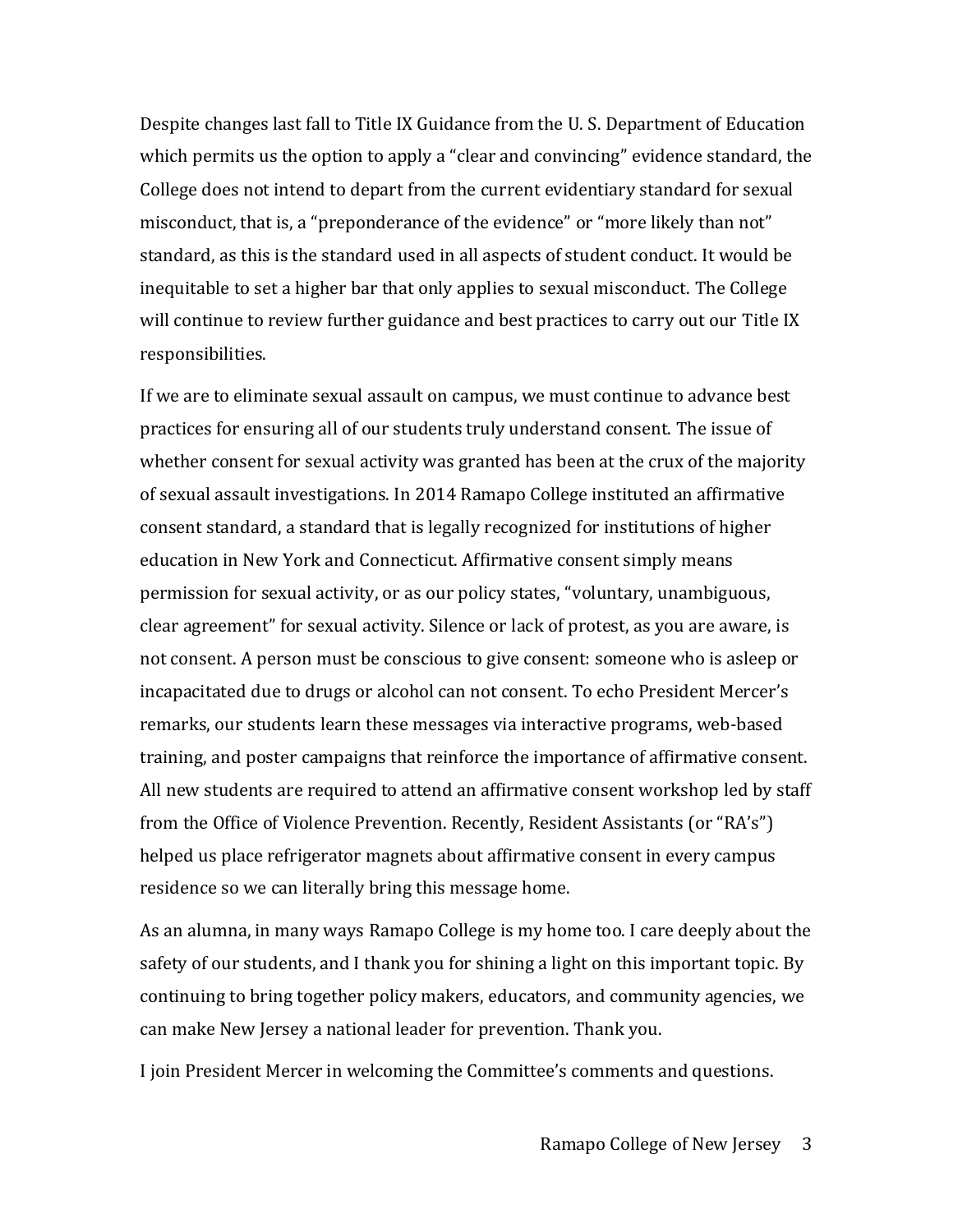Despite changes last fall to Title IX Guidance from the U. S. Department of Education which permits us the option to apply a "clear and convincing" evidence standard, the College does not intend to depart from the current evidentiary standard for sexual misconduct, that is, a "preponderance of the evidence" or "more likely than not" standard, as this is the standard used in all aspects of student conduct. It would be inequitable to set a higher bar that only applies to sexual misconduct. The College will continue to review further guidance and best practices to carry out our Title IX responsibilities.

If we are to eliminate sexual assault on campus, we must continue to advance best practices for ensuring all of our students truly understand consent. The issue of whether consent for sexual activity was granted has been at the crux of the majority of sexual assault investigations. In 2014 Ramapo College instituted an affirmative consent standard, a standard that is legally recognized for institutions of higher education in New York and Connecticut. Affirmative consent simply means permission for sexual activity, or as our policy states, "voluntary, unambiguous, clear agreement" for sexual activity. Silence or lack of protest, as you are aware, is not consent. A person must be conscious to give consent: someone who is asleep or incapacitated due to drugs or alcohol can not consent. To echo President Mercer's remarks, our students learn these messages via interactive programs, web-based training, and poster campaigns that reinforce the importance of affirmative consent. All new students are required to attend an affirmative consent workshop led by staff from the Office of Violence Prevention. Recently, Resident Assistants (or "RA's") helped us place refrigerator magnets about affirmative consent in every campus residence so we can literally bring this message home.

As an alumna, in many ways Ramapo College is my home too. I care deeply about the safety of our students, and I thank you for shining a light on this important topic. By continuing to bring together policy makers, educators, and community agencies, we can make New Jersey a national leader for prevention. Thank you.

I join President Mercer in welcoming the Committee's comments and questions.